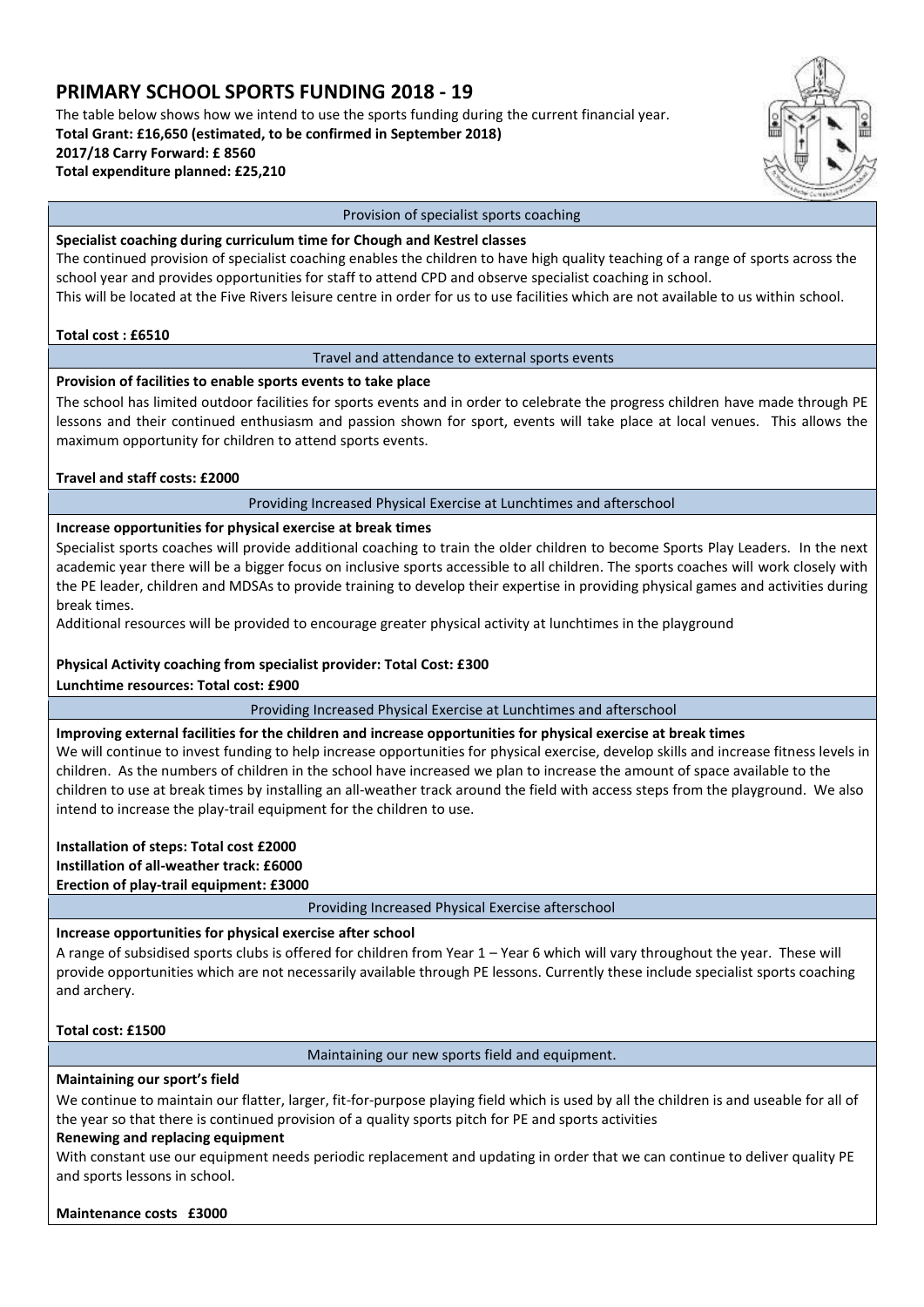# PRIMARY SCHOOL SPORTS FUNDING 2018 - 19

The table below shows how we intend to use the sports funding during the current financial year.

**Total Grant: £16,650 (estimated, to be confirmed in September 2018)**
**2017/18 Carry Forward: £ 8560**
**Total expenditure planned: £25,210**

## Provision of specialist sports coaching

**Specialist coaching during curriculum time for Chough and Kestrel classes**

The continued provision of specialist coaching enables the children to have high quality teaching of a range of sports across the school year and provides opportunities for staff to attend CPD and observe specialist coaching in school.

This will be located at the Five Rivers leisure centre in order for us to use facilities which are not available to us within school.

**Total cost : £6510**

## Travel and attendance to external sports events

**Provision of facilities to enable sports events to take place**

The school has limited outdoor facilities for sports events and in order to celebrate the progress children have made through PE lessons and their continued enthusiasm and passion shown for sport, events will take place at local venues. This allows the maximum opportunity for children to attend sports events.

**Travel and staff costs: £2000**

## Providing Increased Physical Exercise at Lunchtimes and afterschool

**Increase opportunities for physical exercise at break times**

Specialist sports coaches will provide additional coaching to train the older children to become Sports Play Leaders. In the next academic year there will be a bigger focus on inclusive sports accessible to all children. The sports coaches will work closely with the PE leader, children and MDSAs to provide training to develop their expertise in providing physical games and activities during break times.

Additional resources will be provided to encourage greater physical activity at lunchtimes in the playground

**Physical Activity coaching from specialist provider: Total Cost: £300**
**Lunchtime resources: Total cost: £900**

## Providing Increased Physical Exercise at Lunchtimes and afterschool

**Improving external facilities for the children and increase opportunities for physical exercise at break times**

We will continue to invest funding to help increase opportunities for physical exercise, develop skills and increase fitness levels in children. As the numbers of children in the school have increased we plan to increase the amount of space available to the children to use at break times by installing an all-weather track around the field with access steps from the playground. We also intend to increase the play-trail equipment for the children to use.

**Installation of steps: Total cost £2000**
**Instillation of all-weather track: £6000**
**Erection of play-trail equipment: £3000**

## Providing Increased Physical Exercise afterschool

**Increase opportunities for physical exercise after school**

A range of subsidised sports clubs is offered for children from Year 1 – Year 6 which will vary throughout the year. These will provide opportunities which are not necessarily available through PE lessons. Currently these include specialist sports coaching and archery.

**Total cost: £1500**

## Maintaining our new sports field and equipment.

**Maintaining our sport's field**

We continue to maintain our flatter, larger, fit-for-purpose playing field which is used by all the children is and useable for all of the year so that there is continued provision of a quality sports pitch for PE and sports activities

**Renewing and replacing equipment**

With constant use our equipment needs periodic replacement and updating in order that we can continue to deliver quality PE and sports lessons in school.

**Maintenance costs £3000**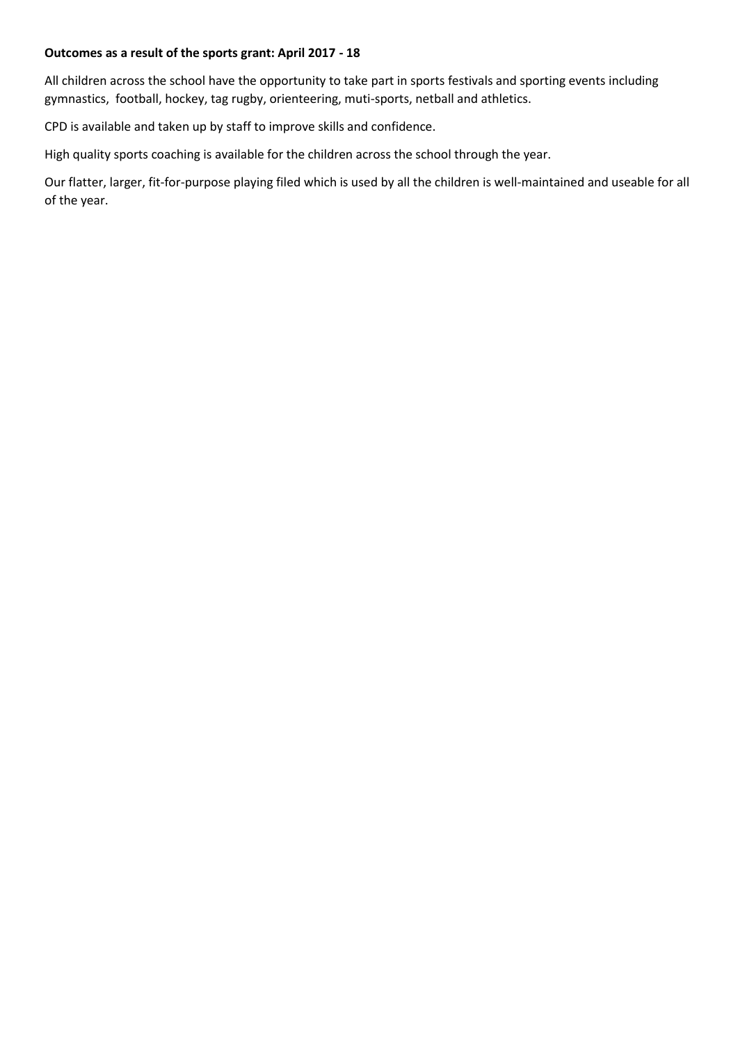**Outcomes as a result of the sports grant: April 2017 - 18**

All children across the school have the opportunity to take part in sports festivals and sporting events including gymnastics, football, hockey, tag rugby, orienteering, muti-sports, netball and athletics.

CPD is available and taken up by staff to improve skills and confidence.

High quality sports coaching is available for the children across the school through the year.

Our flatter, larger, fit-for-purpose playing filed which is used by all the children is well-maintained and useable for all of the year.